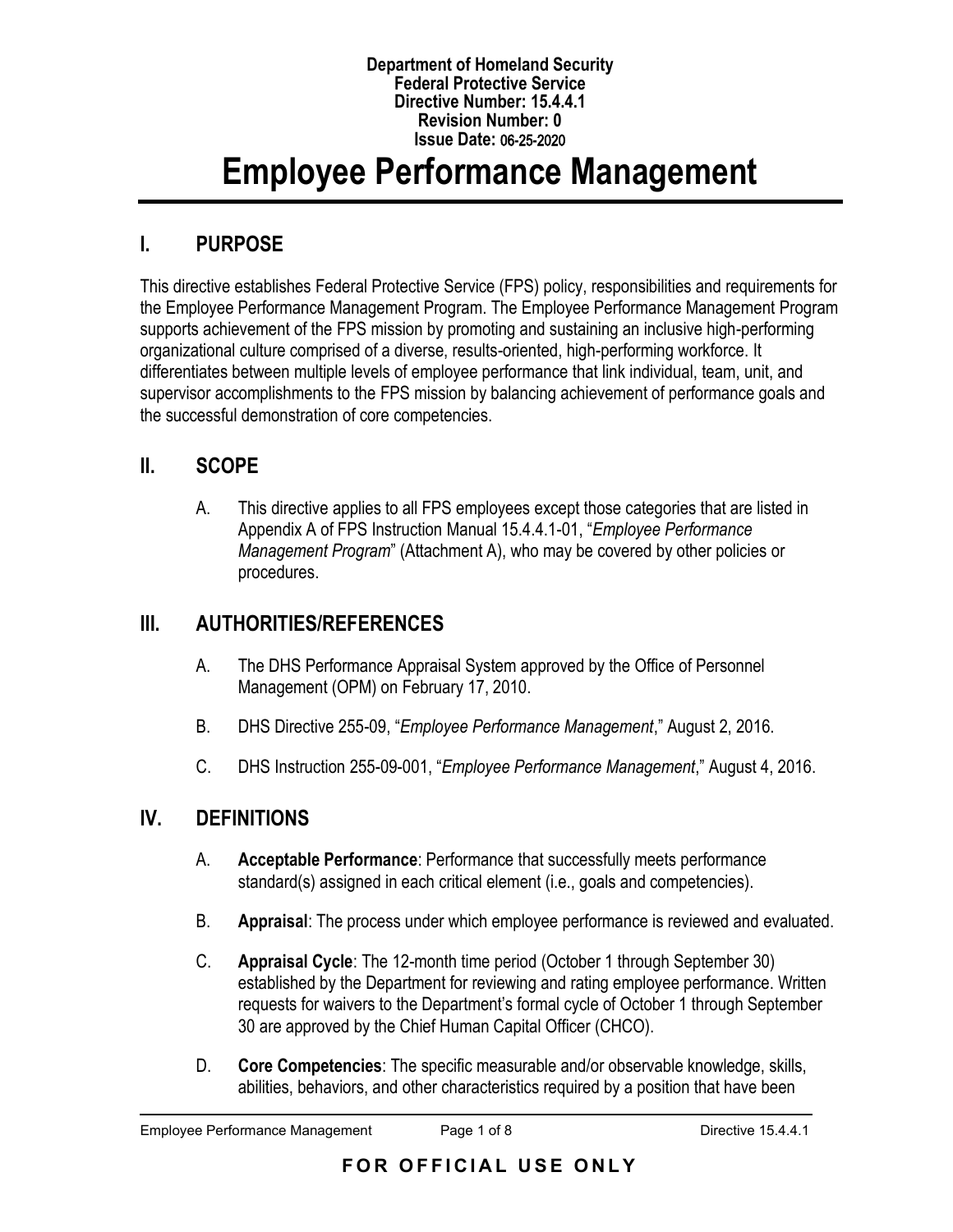**Department of Homeland Security**
**Federal Protective Service**
**Directive Number: 15.4.4.1**
**Revision Number: 0**
**Issue Date: 06-25-2020**

# Employee Performance Management

## I. PURPOSE

This directive establishes Federal Protective Service (FPS) policy, responsibilities and requirements for the Employee Performance Management Program. The Employee Performance Management Program supports achievement of the FPS mission by promoting and sustaining an inclusive high-performing organizational culture comprised of a diverse, results-oriented, high-performing workforce. It differentiates between multiple levels of employee performance that link individual, team, unit, and supervisor accomplishments to the FPS mission by balancing achievement of performance goals and the successful demonstration of core competencies.

## II. SCOPE

A. This directive applies to all FPS employees except those categories that are listed in Appendix A of FPS Instruction Manual 15.4.4.1-01, "*Employee Performance Management Program*" (Attachment A), who may be covered by other policies or procedures.

## III. AUTHORITIES/REFERENCES

A. The DHS Performance Appraisal System approved by the Office of Personnel Management (OPM) on February 17, 2010.

B. DHS Directive 255-09, "*Employee Performance Management*," August 2, 2016.

C. DHS Instruction 255-09-001, "*Employee Performance Management*," August 4, 2016.

## IV. DEFINITIONS

A. **Acceptable Performance**: Performance that successfully meets performance standard(s) assigned in each critical element (i.e., goals and competencies).

B. **Appraisal**: The process under which employee performance is reviewed and evaluated.

C. **Appraisal Cycle**: The 12-month time period (October 1 through September 30) established by the Department for reviewing and rating employee performance. Written requests for waivers to the Department's formal cycle of October 1 through September 30 are approved by the Chief Human Capital Officer (CHCO).

D. **Core Competencies**: The specific measurable and/or observable knowledge, skills, abilities, behaviors, and other characteristics required by a position that have been

**FOR OFFICIAL USE ONLY**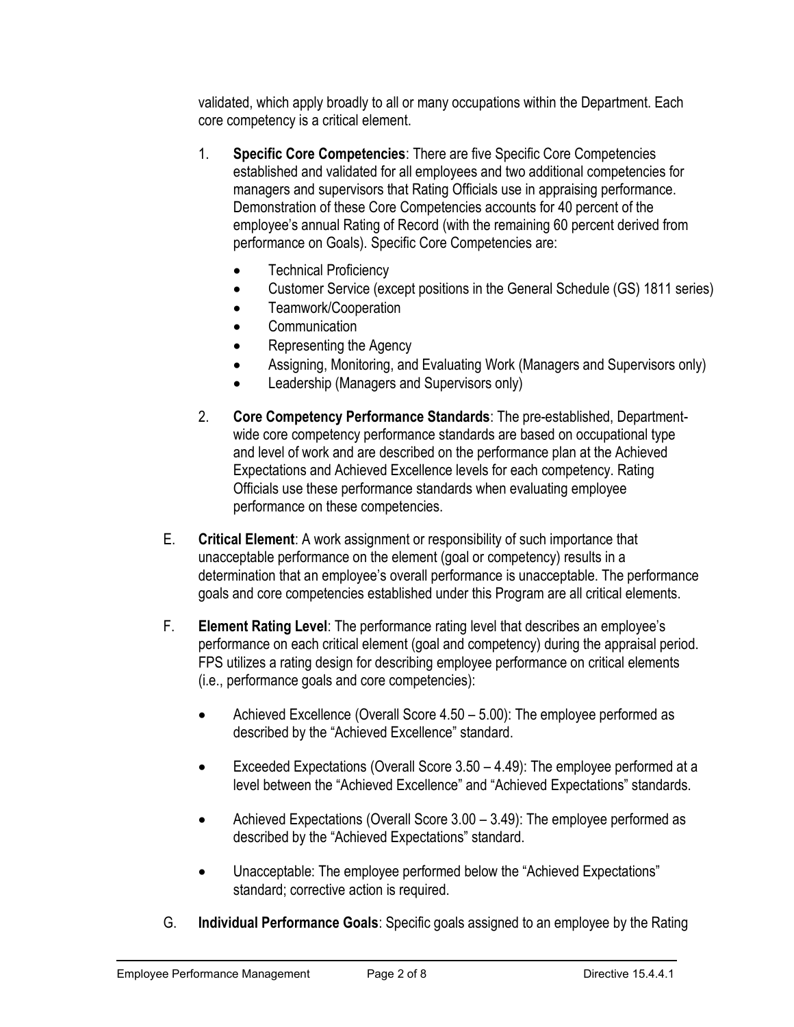validated, which apply broadly to all or many occupations within the Department. Each core competency is a critical element.

1. **Specific Core Competencies**: There are five Specific Core Competencies established and validated for all employees and two additional competencies for managers and supervisors that Rating Officials use in appraising performance. Demonstration of these Core Competencies accounts for 40 percent of the employee's annual Rating of Record (with the remaining 60 percent derived from performance on Goals). Specific Core Competencies are:

   - Technical Proficiency
   - Customer Service (except positions in the General Schedule (GS) 1811 series)
   - Teamwork/Cooperation
   - Communication
   - Representing the Agency
   - Assigning, Monitoring, and Evaluating Work (Managers and Supervisors only)
   - Leadership (Managers and Supervisors only)

2. **Core Competency Performance Standards**: The pre-established, Department-wide core competency performance standards are based on occupational type and level of work and are described on the performance plan at the Achieved Expectations and Achieved Excellence levels for each competency. Rating Officials use these performance standards when evaluating employee performance on these competencies.

E. **Critical Element**: A work assignment or responsibility of such importance that unacceptable performance on the element (goal or competency) results in a determination that an employee's overall performance is unacceptable. The performance goals and core competencies established under this Program are all critical elements.

F. **Element Rating Level**: The performance rating level that describes an employee's performance on each critical element (goal and competency) during the appraisal period. FPS utilizes a rating design for describing employee performance on critical elements (i.e., performance goals and core competencies):

- Achieved Excellence (Overall Score 4.50 – 5.00): The employee performed as described by the "Achieved Excellence" standard.

- Exceeded Expectations (Overall Score 3.50 – 4.49): The employee performed at a level between the "Achieved Excellence" and "Achieved Expectations" standards.

- Achieved Expectations (Overall Score 3.00 – 3.49): The employee performed as described by the "Achieved Expectations" standard.

- Unacceptable: The employee performed below the "Achieved Expectations" standard; corrective action is required.

G. **Individual Performance Goals**: Specific goals assigned to an employee by the Rating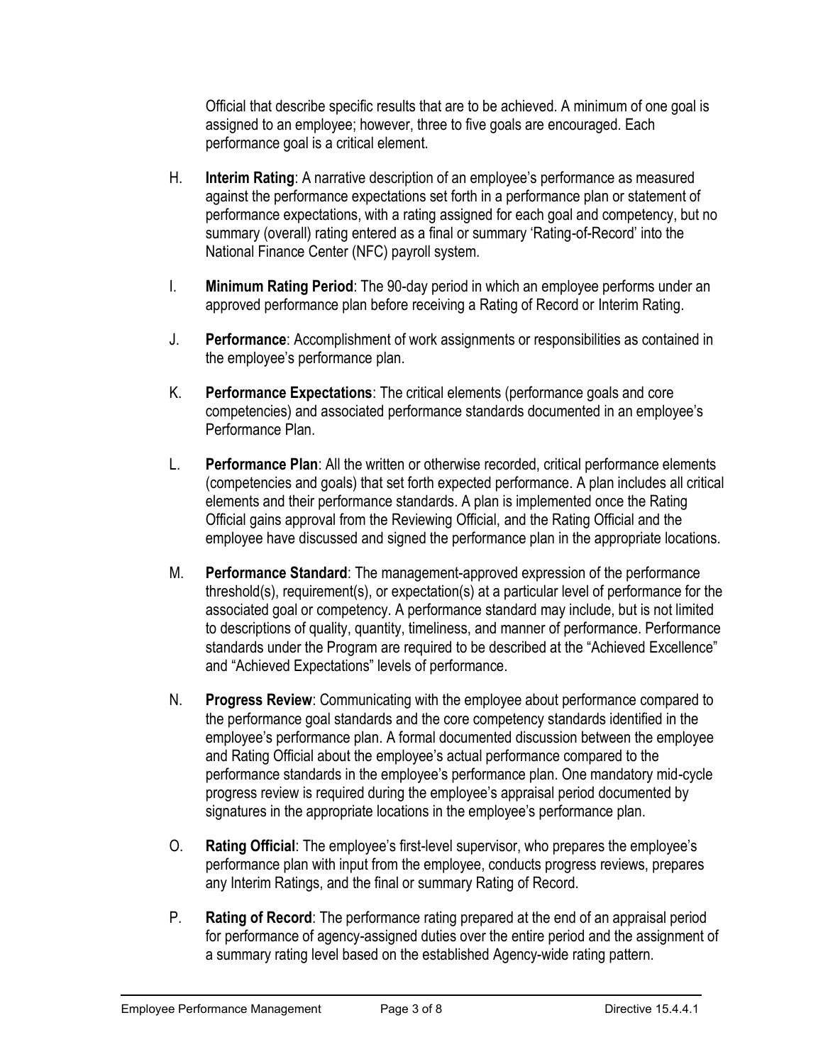Official that describe specific results that are to be achieved. A minimum of one goal is assigned to an employee; however, three to five goals are encouraged. Each performance goal is a critical element.

H. **Interim Rating**: A narrative description of an employee's performance as measured against the performance expectations set forth in a performance plan or statement of performance expectations, with a rating assigned for each goal and competency, but no summary (overall) rating entered as a final or summary 'Rating-of-Record' into the National Finance Center (NFC) payroll system.

I. **Minimum Rating Period**: The 90-day period in which an employee performs under an approved performance plan before receiving a Rating of Record or Interim Rating.

J. **Performance**: Accomplishment of work assignments or responsibilities as contained in the employee's performance plan.

K. **Performance Expectations**: The critical elements (performance goals and core competencies) and associated performance standards documented in an employee's Performance Plan.

L. **Performance Plan**: All the written or otherwise recorded, critical performance elements (competencies and goals) that set forth expected performance. A plan includes all critical elements and their performance standards. A plan is implemented once the Rating Official gains approval from the Reviewing Official, and the Rating Official and the employee have discussed and signed the performance plan in the appropriate locations.

M. **Performance Standard**: The management-approved expression of the performance threshold(s), requirement(s), or expectation(s) at a particular level of performance for the associated goal or competency. A performance standard may include, but is not limited to descriptions of quality, quantity, timeliness, and manner of performance. Performance standards under the Program are required to be described at the "Achieved Excellence" and "Achieved Expectations" levels of performance.

N. **Progress Review**: Communicating with the employee about performance compared to the performance goal standards and the core competency standards identified in the employee's performance plan. A formal documented discussion between the employee and Rating Official about the employee's actual performance compared to the performance standards in the employee's performance plan. One mandatory mid-cycle progress review is required during the employee's appraisal period documented by signatures in the appropriate locations in the employee's performance plan.

O. **Rating Official**: The employee's first-level supervisor, who prepares the employee's performance plan with input from the employee, conducts progress reviews, prepares any Interim Ratings, and the final or summary Rating of Record.

P. **Rating of Record**: The performance rating prepared at the end of an appraisal period for performance of agency-assigned duties over the entire period and the assignment of a summary rating level based on the established Agency-wide rating pattern.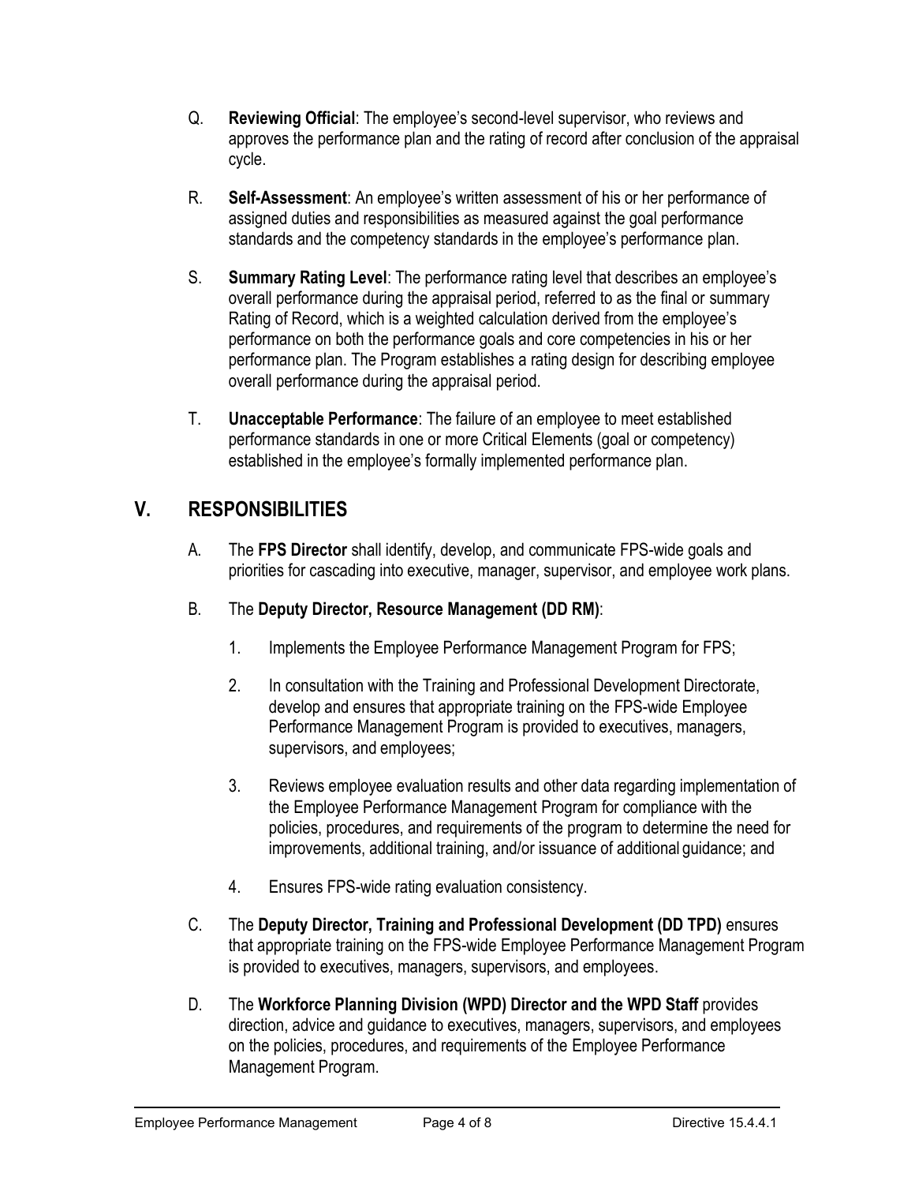Q. **Reviewing Official**: The employee's second-level supervisor, who reviews and approves the performance plan and the rating of record after conclusion of the appraisal cycle.

R. **Self-Assessment**: An employee's written assessment of his or her performance of assigned duties and responsibilities as measured against the goal performance standards and the competency standards in the employee's performance plan.

S. **Summary Rating Level**: The performance rating level that describes an employee's overall performance during the appraisal period, referred to as the final or summary Rating of Record, which is a weighted calculation derived from the employee's performance on both the performance goals and core competencies in his or her performance plan. The Program establishes a rating design for describing employee overall performance during the appraisal period.

T. **Unacceptable Performance**: The failure of an employee to meet established performance standards in one or more Critical Elements (goal or competency) established in the employee's formally implemented performance plan.

## V. RESPONSIBILITIES

A. The **FPS Director** shall identify, develop, and communicate FPS-wide goals and priorities for cascading into executive, manager, supervisor, and employee work plans.

B. The **Deputy Director, Resource Management (DD RM)**:

1. Implements the Employee Performance Management Program for FPS;
2. In consultation with the Training and Professional Development Directorate, develop and ensures that appropriate training on the FPS-wide Employee Performance Management Program is provided to executives, managers, supervisors, and employees;
3. Reviews employee evaluation results and other data regarding implementation of the Employee Performance Management Program for compliance with the policies, procedures, and requirements of the program to determine the need for improvements, additional training, and/or issuance of additional guidance; and
4. Ensures FPS-wide rating evaluation consistency.

C. The **Deputy Director, Training and Professional Development (DD TPD)** ensures that appropriate training on the FPS-wide Employee Performance Management Program is provided to executives, managers, supervisors, and employees.

D. The **Workforce Planning Division (WPD) Director and the WPD Staff** provides direction, advice and guidance to executives, managers, supervisors, and employees on the policies, procedures, and requirements of the Employee Performance Management Program.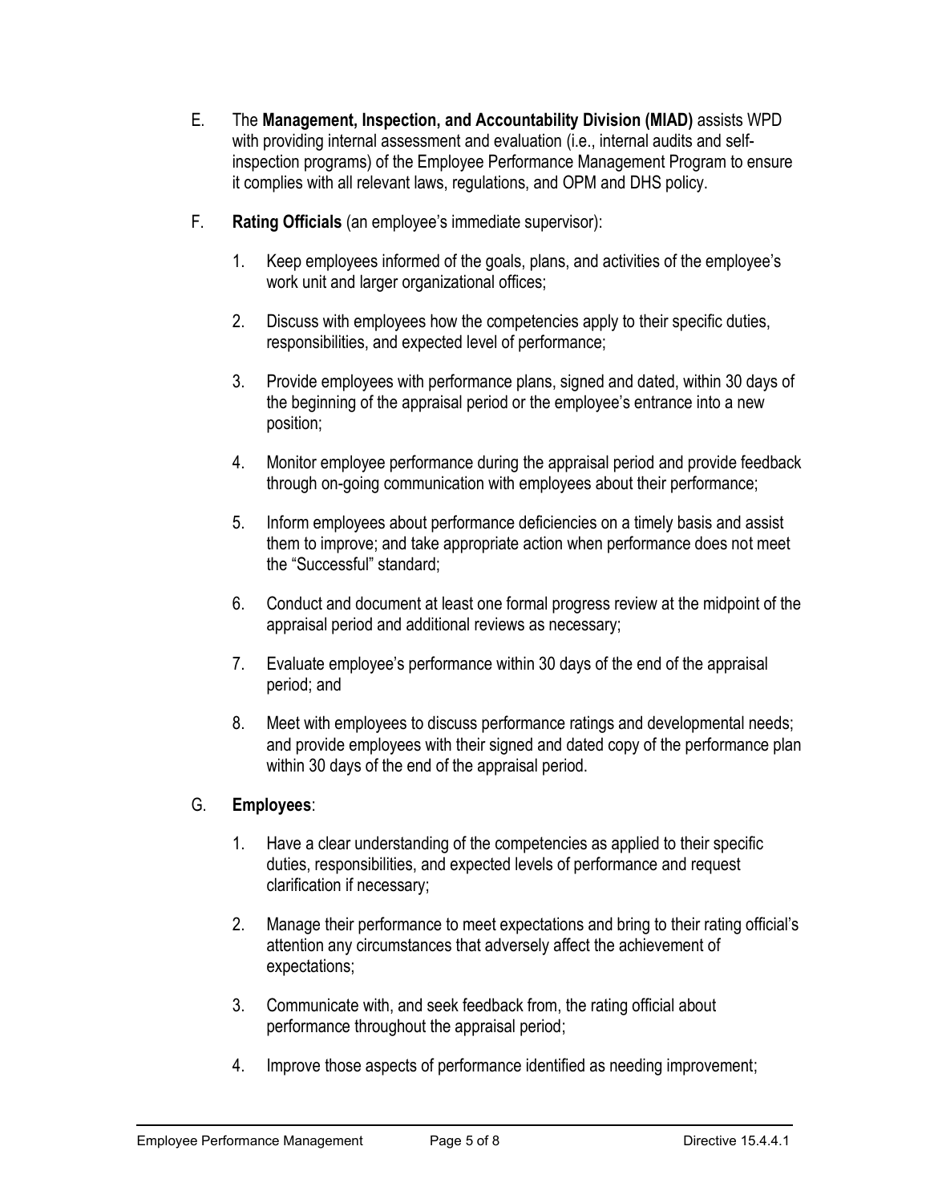E. The **Management, Inspection, and Accountability Division (MIAD)** assists WPD with providing internal assessment and evaluation (i.e., internal audits and self-inspection programs) of the Employee Performance Management Program to ensure it complies with all relevant laws, regulations, and OPM and DHS policy.

F. **Rating Officials** (an employee's immediate supervisor):

1. Keep employees informed of the goals, plans, and activities of the employee's work unit and larger organizational offices;

2. Discuss with employees how the competencies apply to their specific duties, responsibilities, and expected level of performance;

3. Provide employees with performance plans, signed and dated, within 30 days of the beginning of the appraisal period or the employee's entrance into a new position;

4. Monitor employee performance during the appraisal period and provide feedback through on-going communication with employees about their performance;

5. Inform employees about performance deficiencies on a timely basis and assist them to improve; and take appropriate action when performance does not meet the "Successful" standard;

6. Conduct and document at least one formal progress review at the midpoint of the appraisal period and additional reviews as necessary;

7. Evaluate employee's performance within 30 days of the end of the appraisal period; and

8. Meet with employees to discuss performance ratings and developmental needs; and provide employees with their signed and dated copy of the performance plan within 30 days of the end of the appraisal period.

G. **Employees**:

1. Have a clear understanding of the competencies as applied to their specific duties, responsibilities, and expected levels of performance and request clarification if necessary;

2. Manage their performance to meet expectations and bring to their rating official's attention any circumstances that adversely affect the achievement of expectations;

3. Communicate with, and seek feedback from, the rating official about performance throughout the appraisal period;

4. Improve those aspects of performance identified as needing improvement;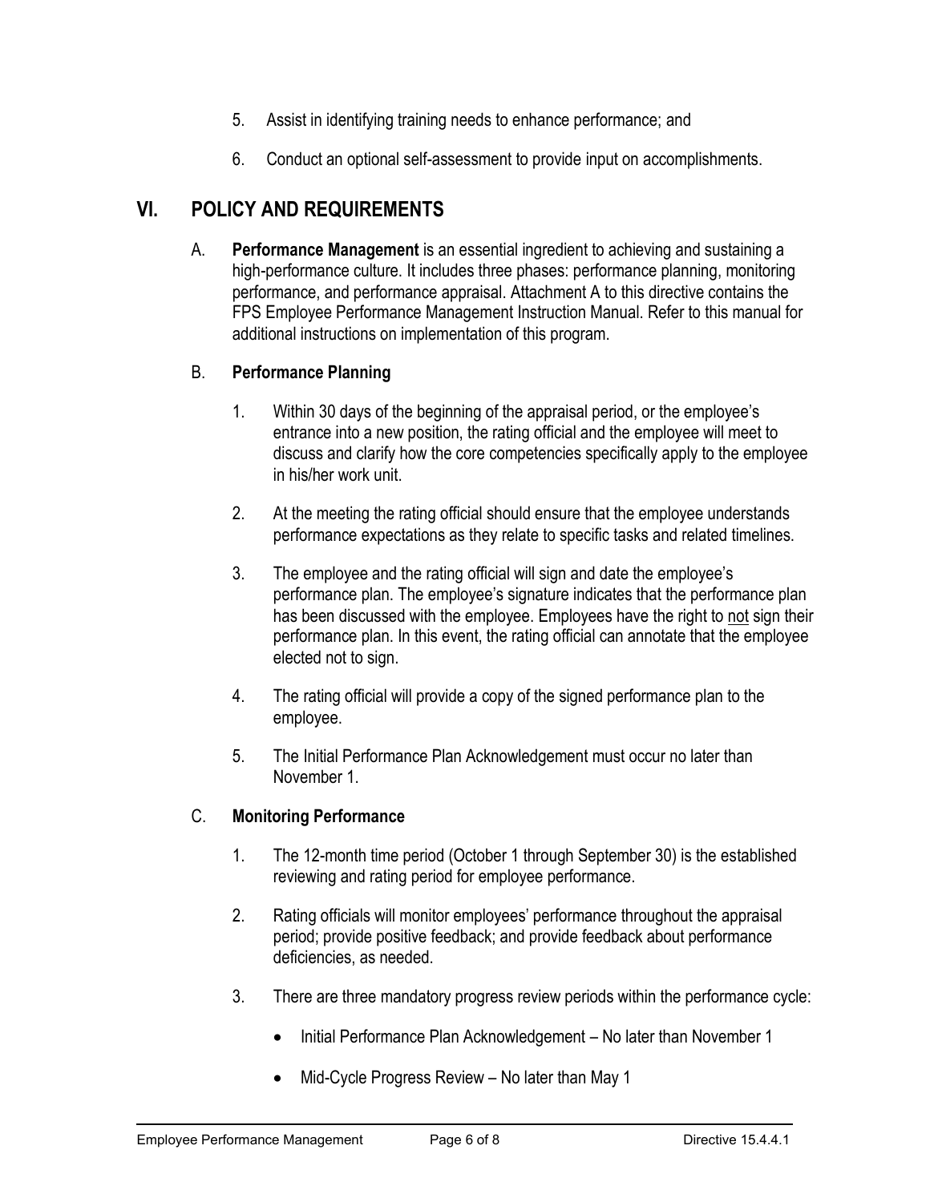5. Assist in identifying training needs to enhance performance; and
6. Conduct an optional self-assessment to provide input on accomplishments.

## VI. POLICY AND REQUIREMENTS

A. **Performance Management** is an essential ingredient to achieving and sustaining a high-performance culture. It includes three phases: performance planning, monitoring performance, and performance appraisal. Attachment A to this directive contains the FPS Employee Performance Management Instruction Manual. Refer to this manual for additional instructions on implementation of this program.

B. **Performance Planning**

1. Within 30 days of the beginning of the appraisal period, or the employee's entrance into a new position, the rating official and the employee will meet to discuss and clarify how the core competencies specifically apply to the employee in his/her work unit.
2. At the meeting the rating official should ensure that the employee understands performance expectations as they relate to specific tasks and related timelines.
3. The employee and the rating official will sign and date the employee's performance plan. The employee's signature indicates that the performance plan has been discussed with the employee. Employees have the right to <u>not</u> sign their performance plan. In this event, the rating official can annotate that the employee elected not to sign.
4. The rating official will provide a copy of the signed performance plan to the employee.
5. The Initial Performance Plan Acknowledgement must occur no later than November 1.

C. **Monitoring Performance**

1. The 12-month time period (October 1 through September 30) is the established reviewing and rating period for employee performance.
2. Rating officials will monitor employees' performance throughout the appraisal period; provide positive feedback; and provide feedback about performance deficiencies, as needed.
3. There are three mandatory progress review periods within the performance cycle:
   - Initial Performance Plan Acknowledgement – No later than November 1
   - Mid-Cycle Progress Review – No later than May 1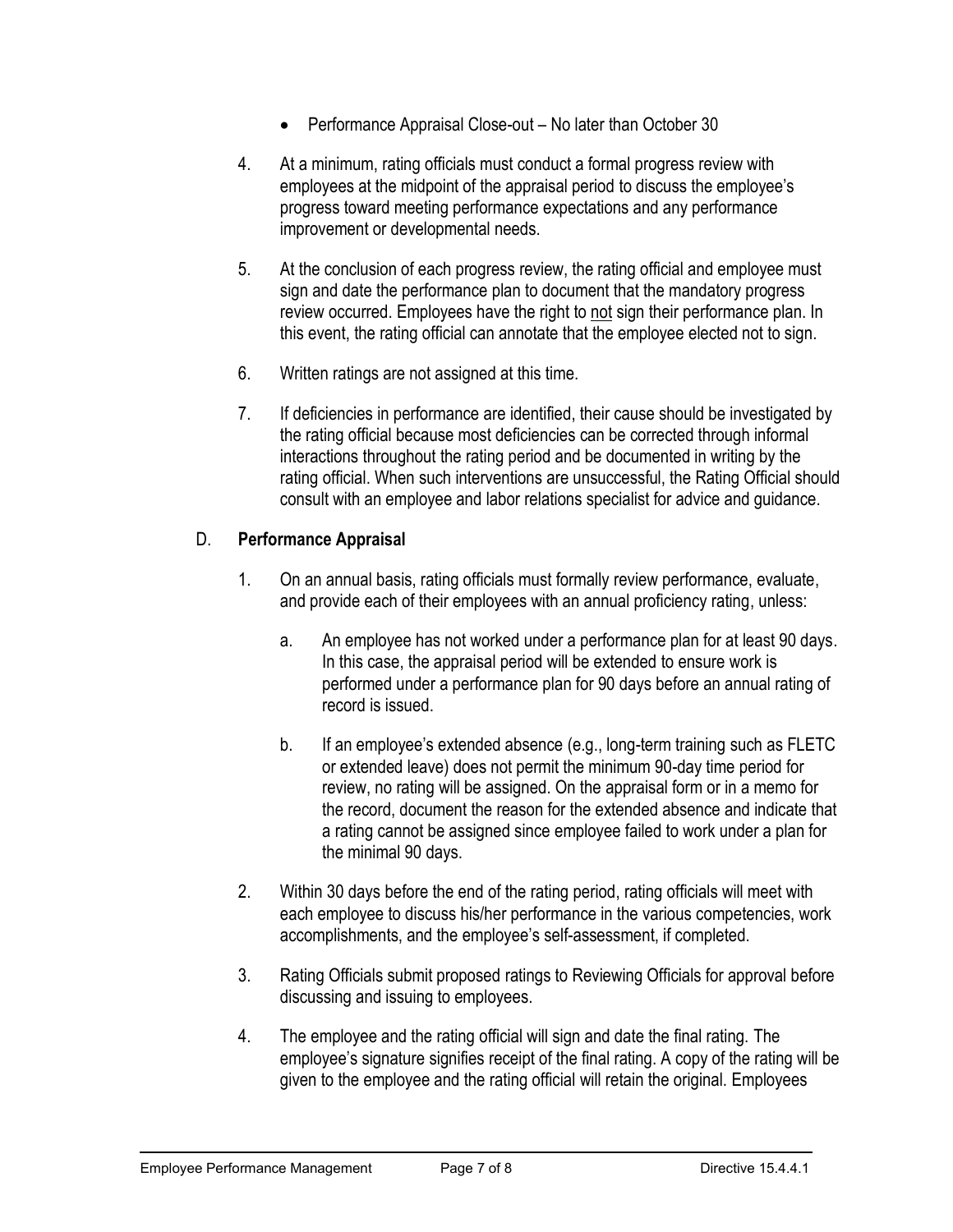- Performance Appraisal Close-out – No later than October 30

4. At a minimum, rating officials must conduct a formal progress review with employees at the midpoint of the appraisal period to discuss the employee's progress toward meeting performance expectations and any performance improvement or developmental needs.

5. At the conclusion of each progress review, the rating official and employee must sign and date the performance plan to document that the mandatory progress review occurred. Employees have the right to <u>not</u> sign their performance plan. In this event, the rating official can annotate that the employee elected not to sign.

6. Written ratings are not assigned at this time.

7. If deficiencies in performance are identified, their cause should be investigated by the rating official because most deficiencies can be corrected through informal interactions throughout the rating period and be documented in writing by the rating official. When such interventions are unsuccessful, the Rating Official should consult with an employee and labor relations specialist for advice and guidance.

## D. **Performance Appraisal**

1. On an annual basis, rating officials must formally review performance, evaluate, and provide each of their employees with an annual proficiency rating, unless:

   a. An employee has not worked under a performance plan for at least 90 days. In this case, the appraisal period will be extended to ensure work is performed under a performance plan for 90 days before an annual rating of record is issued.

   b. If an employee's extended absence (e.g., long-term training such as FLETC or extended leave) does not permit the minimum 90-day time period for review, no rating will be assigned. On the appraisal form or in a memo for the record, document the reason for the extended absence and indicate that a rating cannot be assigned since employee failed to work under a plan for the minimal 90 days.

2. Within 30 days before the end of the rating period, rating officials will meet with each employee to discuss his/her performance in the various competencies, work accomplishments, and the employee's self-assessment, if completed.

3. Rating Officials submit proposed ratings to Reviewing Officials for approval before discussing and issuing to employees.

4. The employee and the rating official will sign and date the final rating. The employee's signature signifies receipt of the final rating. A copy of the rating will be given to the employee and the rating official will retain the original. Employees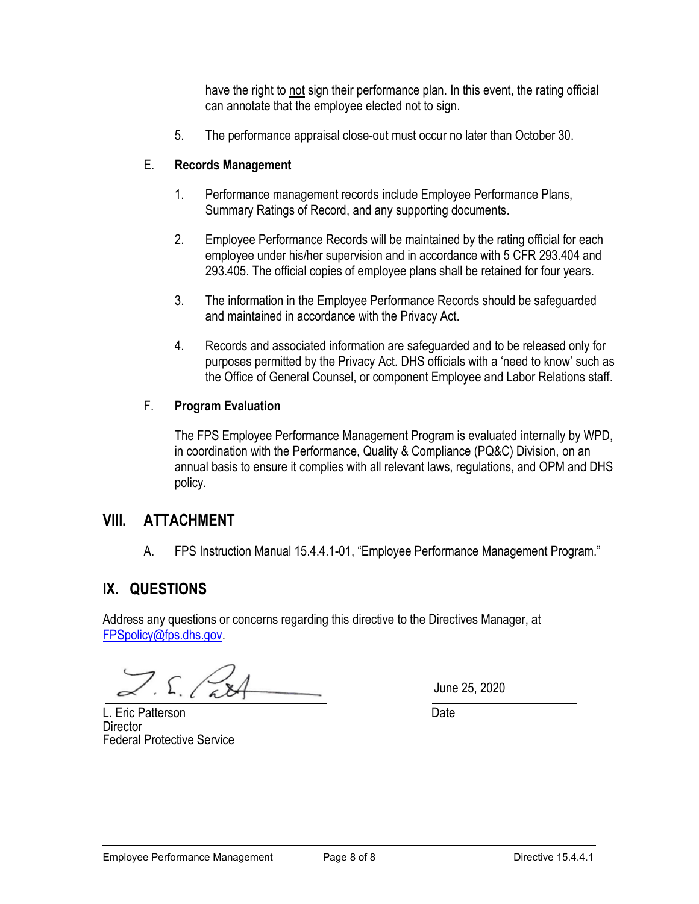have the right to <u>not</u> sign their performance plan. In this event, the rating official can annotate that the employee elected not to sign.

5. The performance appraisal close-out must occur no later than October 30.

E. **Records Management**

1. Performance management records include Employee Performance Plans, Summary Ratings of Record, and any supporting documents.

2. Employee Performance Records will be maintained by the rating official for each employee under his/her supervision and in accordance with 5 CFR 293.404 and 293.405. The official copies of employee plans shall be retained for four years.

3. The information in the Employee Performance Records should be safeguarded and maintained in accordance with the Privacy Act.

4. Records and associated information are safeguarded and to be released only for purposes permitted by the Privacy Act. DHS officials with a 'need to know' such as the Office of General Counsel, or component Employee and Labor Relations staff.

F. **Program Evaluation**

The FPS Employee Performance Management Program is evaluated internally by WPD, in coordination with the Performance, Quality & Compliance (PQ&C) Division, on an annual basis to ensure it complies with all relevant laws, regulations, and OPM and DHS policy.

## VIII. ATTACHMENT

A. FPS Instruction Manual 15.4.4.1-01, "Employee Performance Management Program."

## IX. QUESTIONS

Address any questions or concerns regarding this directive to the Directives Manager, at FPSpolicy@fps.dhs.gov.

L. Eric Patterson
Director
Federal Protective Service

June 25, 2020
Date